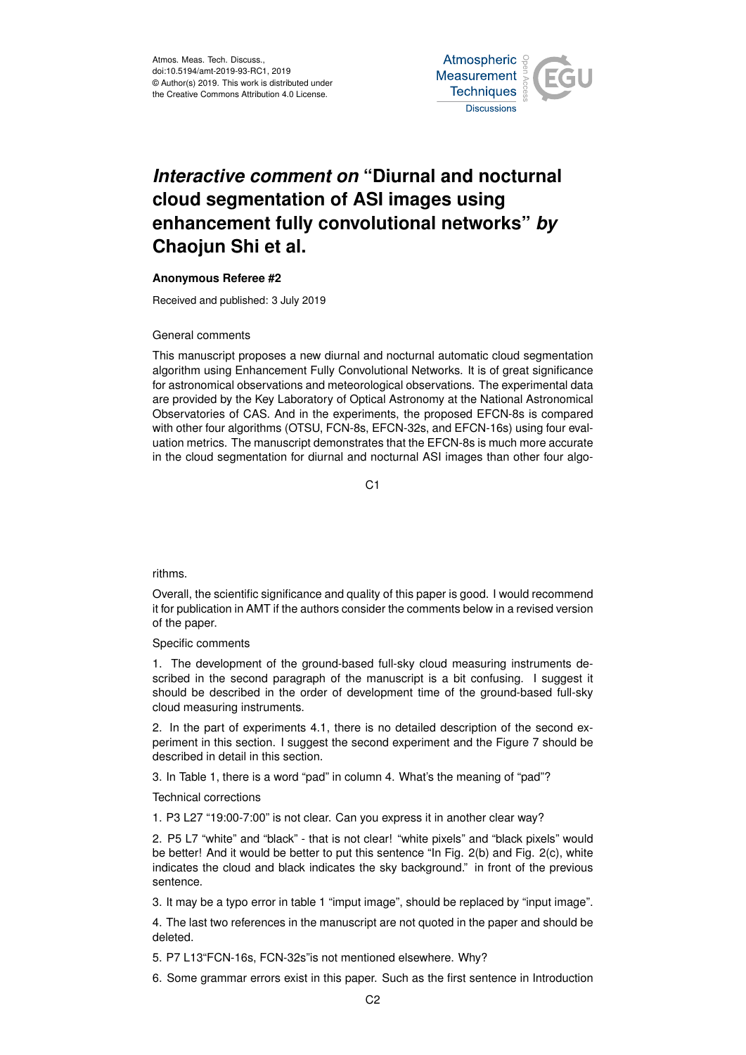# *Interactive comment on* "Diurnal and nocturnal cloud segmentation of ASI images using enhancement fully convolutional networks" *by* Chaojun Shi et al.

**Anonymous Referee #2**

Received and published: 3 July 2019

General comments

This manuscript proposes a new diurnal and nocturnal automatic cloud segmentation algorithm using Enhancement Fully Convolutional Networks. It is of great significance for astronomical observations and meteorological observations. The experimental data are provided by the Key Laboratory of Optical Astronomy at the National Astronomical Observatories of CAS. And in the experiments, the proposed EFCN-8s is compared with other four algorithms (OTSU, FCN-8s, EFCN-32s, and EFCN-16s) using four evaluation metrics. The manuscript demonstrates that the EFCN-8s is much more accurate in the cloud segmentation for diurnal and nocturnal ASI images than other four algorithms.

Overall, the scientific significance and quality of this paper is good. I would recommend it for publication in AMT if the authors consider the comments below in a revised version of the paper.

Specific comments

1. The development of the ground-based full-sky cloud measuring instruments described in the second paragraph of the manuscript is a bit confusing. I suggest it should be described in the order of development time of the ground-based full-sky cloud measuring instruments.

2. In the part of experiments 4.1, there is no detailed description of the second experiment in this section. I suggest the second experiment and the Figure 7 should be described in detail in this section.

3. In Table 1, there is a word "pad" in column 4. What's the meaning of "pad"?

Technical corrections

1. P3 L27 "19:00-7:00" is not clear. Can you express it in another clear way?

2. P5 L7 "white" and "black" - that is not clear! "white pixels" and "black pixels" would be better! And it would be better to put this sentence "In Fig. 2(b) and Fig. 2(c), white indicates the cloud and black indicates the sky background." in front of the previous sentence.

3. It may be a typo error in table 1 "imput image", should be replaced by "input image".

4. The last two references in the manuscript are not quoted in the paper and should be deleted.

5. P7 L13"FCN-16s, FCN-32s"is not mentioned elsewhere. Why?

6. Some grammar errors exist in this paper. Such as the first sentence in Introduction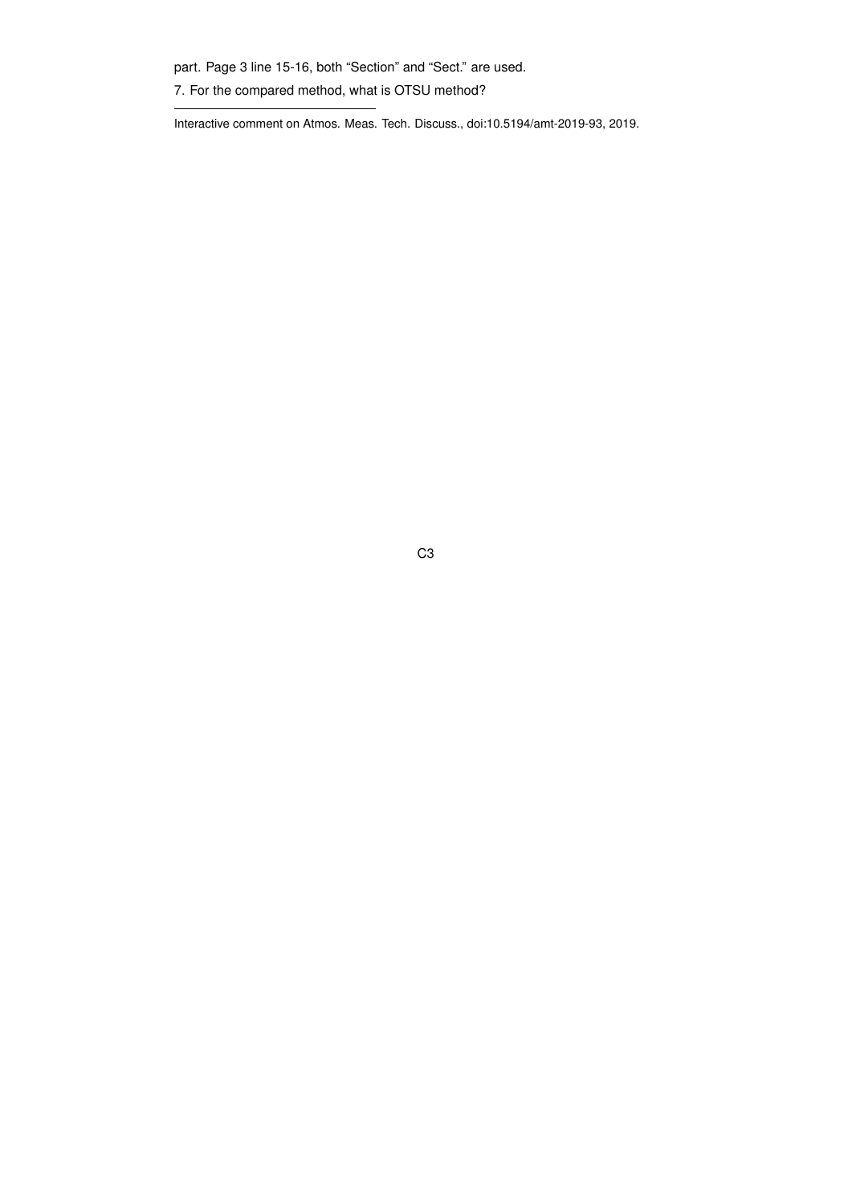part. Page 3 line 15-16, both “Section” and “Sect.” are used.

7. For the compared method, what is OTSU method?

---

Interactive comment on Atmos. Meas. Tech. Discuss., doi:10.5194/amt-2019-93, 2019.